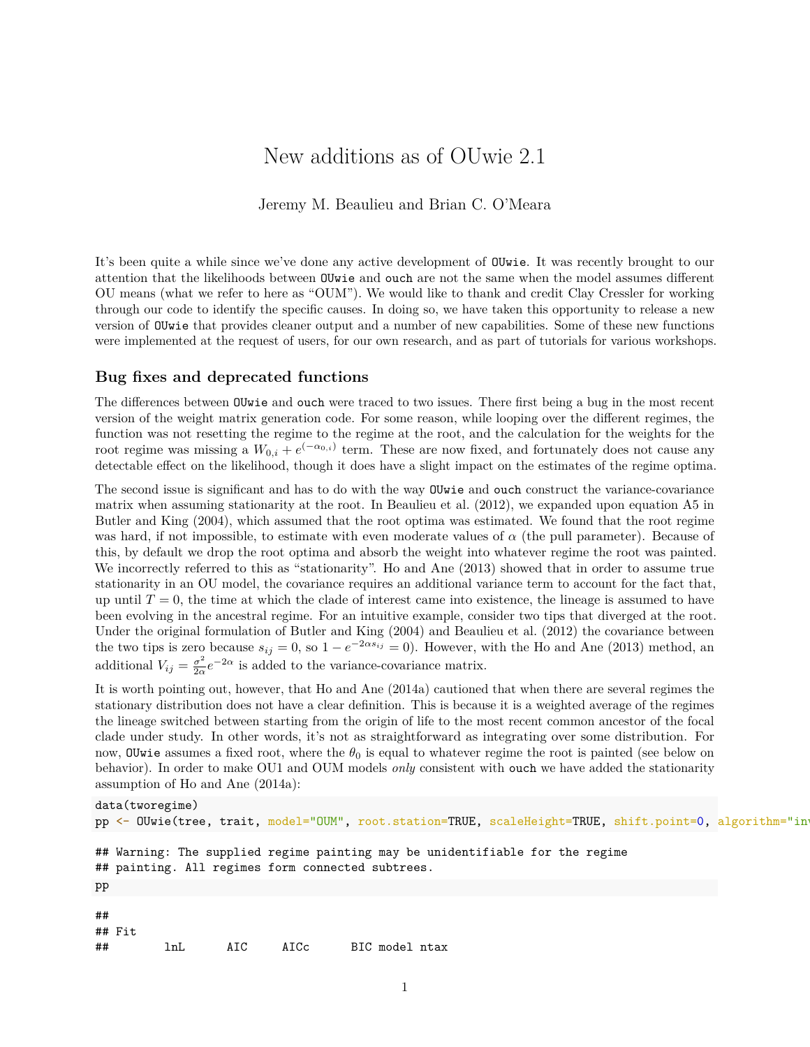# New additions as of OUwie 2.1

Jeremy M. Beaulieu and Brian C. O'Meara

It's been quite a while since we've done any active development of `OUwie`. It was recently brought to our attention that the likelihoods between `OUwie` and `ouch` are not the same when the model assumes different OU means (what we refer to here as "OUM"). We would like to thank and credit Clay Cressler for working through our code to identify the specific causes. In doing so, we have taken this opportunity to release a new version of `OUwie` that provides cleaner output and a number of new capabilities. Some of these new functions were implemented at the request of users, for our own research, and as part of tutorials for various workshops.

## Bug fixes and deprecated functions

The differences between `OUwie` and `ouch` were traced to two issues. There first being a bug in the most recent version of the weight matrix generation code. For some reason, while looping over the different regimes, the function was not resetting the regime to the regime at the root, and the calculation for the weights for the root regime was missing a $W_{0,i} + e^{(-\alpha_{0,i})}$ term. These are now fixed, and fortunately does not cause any detectable effect on the likelihood, though it does have a slight impact on the estimates of the regime optima.

The second issue is significant and has to do with the way `OUwie` and `ouch` construct the variance-covariance matrix when assuming stationarity at the root. In Beaulieu et al. (2012), we expanded upon equation A5 in Butler and King (2004), which assumed that the root optima was estimated. We found that the root regime was hard, if not impossible, to estimate with even moderate values of $\alpha$ (the pull parameter). Because of this, by default we drop the root optima and absorb the weight into whatever regime the root was painted. We incorrectly referred to this as "stationarity". Ho and Ane (2013) showed that in order to assume true stationarity in an OU model, the covariance requires an additional variance term to account for the fact that, up until $T = 0$, the time at which the clade of interest came into existence, the lineage is assumed to have been evolving in the ancestral regime. For an intuitive example, consider two tips that diverged at the root. Under the original formulation of Butler and King (2004) and Beaulieu et al. (2012) the covariance between the two tips is zero because $s_{ij} = 0$, so $1 - e^{-2\alpha s_{ij}} = 0$). However, with the Ho and Ane (2013) method, an additional $V_{ij} = \frac{\sigma^2}{2\alpha}e^{-2\alpha}$ is added to the variance-covariance matrix.

It is worth pointing out, however, that Ho and Ane (2014a) cautioned that when there are several regimes the stationary distribution does not have a clear definition. This is because it is a weighted average of the regimes the lineage switched between starting from the origin of life to the most recent common ancestor of the focal clade under study. In other words, it's not as straightforward as integrating over some distribution. For now, `OUwie` assumes a fixed root, where the $\theta_0$ is equal to whatever regime the root is painted (see below on behavior). In order to make OU1 and OUM models *only* consistent with `ouch` we have added the stationarity assumption of Ho and Ane (2014a):

```
data(tworegime)
pp <- OUwie(tree, trait, model="OUM", root.station=TRUE, scaleHeight=TRUE, shift.point=0, algorithm="inv

## Warning: The supplied regime painting may be unidentifiable for the regime
## painting. All regimes form connected subtrees.
pp

##
## Fit
##        lnL      AIC     AICc      BIC model ntax
```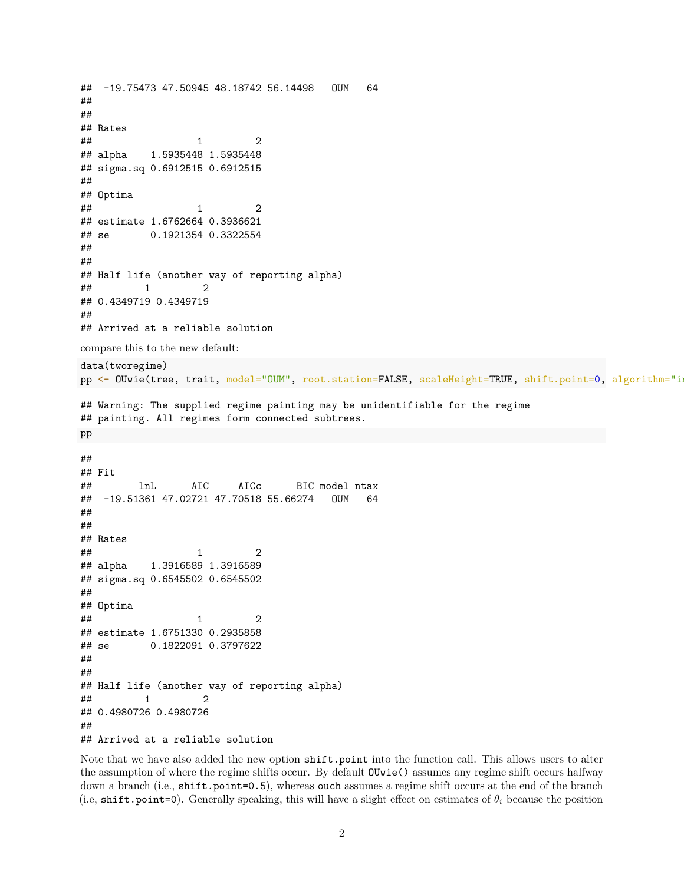```
##  -19.75473 47.50945 48.18742 56.14498   OUM   64
##
##
## Rates
##                  1         2
## alpha    1.5935448 1.5935448
## sigma.sq 0.6912515 0.6912515
##
## Optima
##                  1         2
## estimate 1.6762664 0.3936621
## se       0.1921354 0.3322554
##
##
## Half life (another way of reporting alpha)
##         1         2
## 0.4349719 0.4349719
##
## Arrived at a reliable solution
```

compare this to the new default:

```
data(tworegime)
pp <- OUwie(tree, trait, model="OUM", root.station=FALSE, scaleHeight=TRUE, shift.point=0, algorithm="in
```

```
## Warning: The supplied regime painting may be unidentifiable for the regime
## painting. All regimes form connected subtrees.
```

```
pp
```

```
##
## Fit
##        lnL      AIC     AICc      BIC model ntax
##  -19.51361 47.02721 47.70518 55.66274   OUM   64
##
##
## Rates
##                  1         2
## alpha    1.3916589 1.3916589
## sigma.sq 0.6545502 0.6545502
##
## Optima
##                  1         2
## estimate 1.6751330 0.2935858
## se       0.1822091 0.3797622
##
##
## Half life (another way of reporting alpha)
##         1         2
## 0.4980726 0.4980726
##
## Arrived at a reliable solution
```

Note that we have also added the new option `shift.point` into the function call. This allows users to alter the assumption of where the regime shifts occur. By default `OUwie()` assumes any regime shift occurs halfway down a branch (i.e., `shift.point=0.5`), whereas `ouch` assumes a regime shift occurs at the end of the branch (i.e, `shift.point=0`). Generally speaking, this will have a slight effect on estimates of $\theta_i$ because the position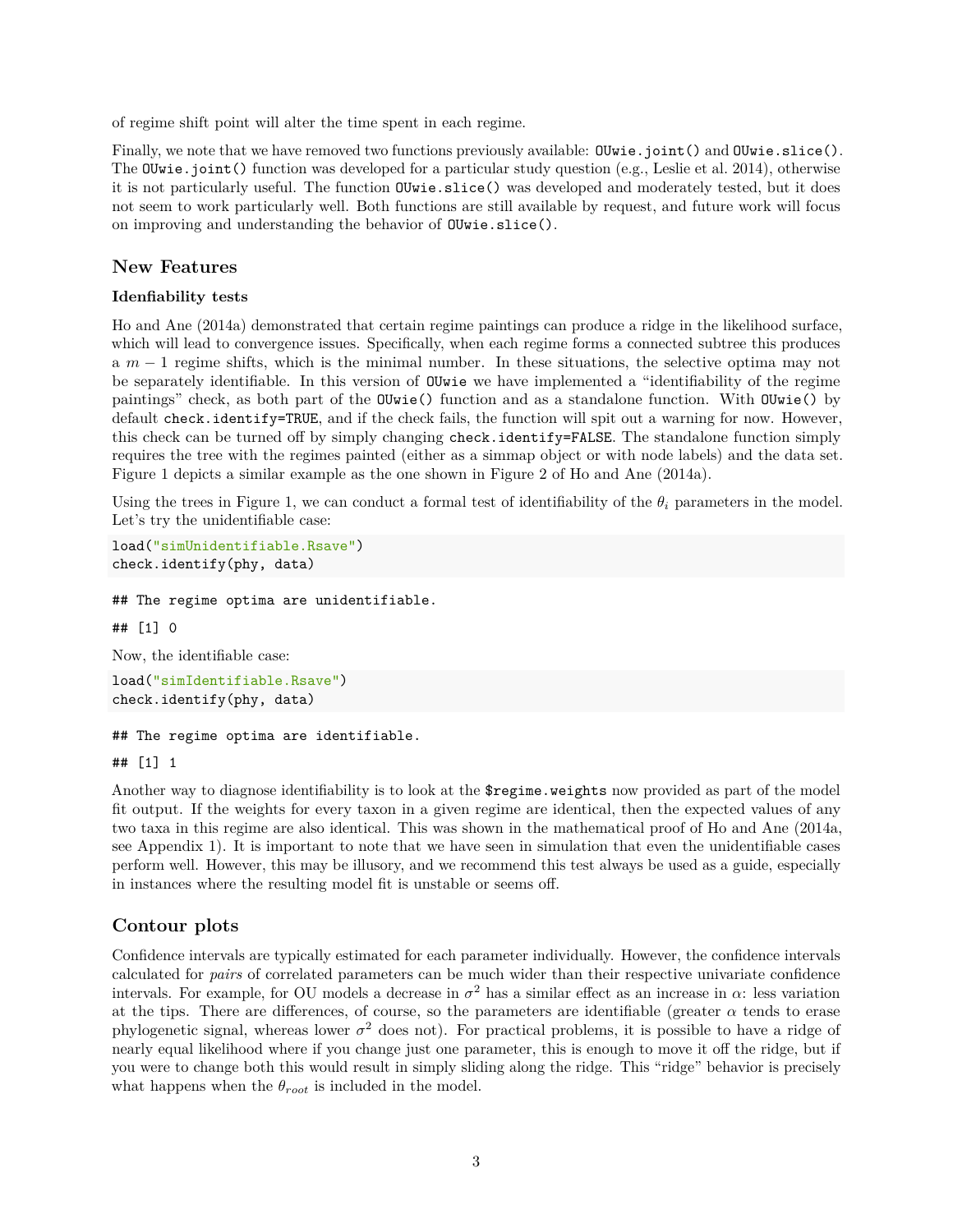of regime shift point will alter the time spent in each regime.

Finally, we note that we have removed two functions previously available: `OUwie.joint()` and `OUwie.slice()`. The `OUwie.joint()` function was developed for a particular study question (e.g., Leslie et al. 2014), otherwise it is not particularly useful. The function `OUwie.slice()` was developed and moderately tested, but it does not seem to work particularly well. Both functions are still available by request, and future work will focus on improving and understanding the behavior of `OUwie.slice()`.

## New Features

### Idenfiability tests

Ho and Ane (2014a) demonstrated that certain regime paintings can produce a ridge in the likelihood surface, which will lead to convergence issues. Specifically, when each regime forms a connected subtree this produces a $m-1$ regime shifts, which is the minimal number. In these situations, the selective optima may not be separately identifiable. In this version of `OUwie` we have implemented a "identifiability of the regime paintings" check, as both part of the `OUwie()` function and as a standalone function. With `OUwie()` by default `check.identify=TRUE`, and if the check fails, the function will spit out a warning for now. However, this check can be turned off by simply changing `check.identify=FALSE`. The standalone function simply requires the tree with the regimes painted (either as a simmap object or with node labels) and the data set. Figure 1 depicts a similar example as the one shown in Figure 2 of Ho and Ane (2014a).

Using the trees in Figure 1, we can conduct a formal test of identifiability of the $\theta_i$ parameters in the model. Let's try the unidentifiable case:

```
load("simUnidentifiable.Rsave")
check.identify(phy, data)
```

```
## The regime optima are unidentifiable.
```

```
## [1] 0
```

Now, the identifiable case:

```
load("simIdentifiable.Rsave")
check.identify(phy, data)
```

```
## The regime optima are identifiable.
```

```
## [1] 1
```

Another way to diagnose identifiability is to look at the `$regime.weights` now provided as part of the model fit output. If the weights for every taxon in a given regime are identical, then the expected values of any two taxa in this regime are also identical. This was shown in the mathematical proof of Ho and Ane (2014a, see Appendix 1). It is important to note that we have seen in simulation that even the unidentifiable cases perform well. However, this may be illusory, and we recommend this test always be used as a guide, especially in instances where the resulting model fit is unstable or seems off.

## Contour plots

Confidence intervals are typically estimated for each parameter individually. However, the confidence intervals calculated for *pairs* of correlated parameters can be much wider than their respective univariate confidence intervals. For example, for OU models a decrease in $\sigma^2$ has a similar effect as an increase in $\alpha$: less variation at the tips. There are differences, of course, so the parameters are identifiable (greater $\alpha$ tends to erase phylogenetic signal, whereas lower $\sigma^2$ does not). For practical problems, it is possible to have a ridge of nearly equal likelihood where if you change just one parameter, this is enough to move it off the ridge, but if you were to change both this would result in simply sliding along the ridge. This "ridge" behavior is precisely what happens when the $\theta_{root}$ is included in the model.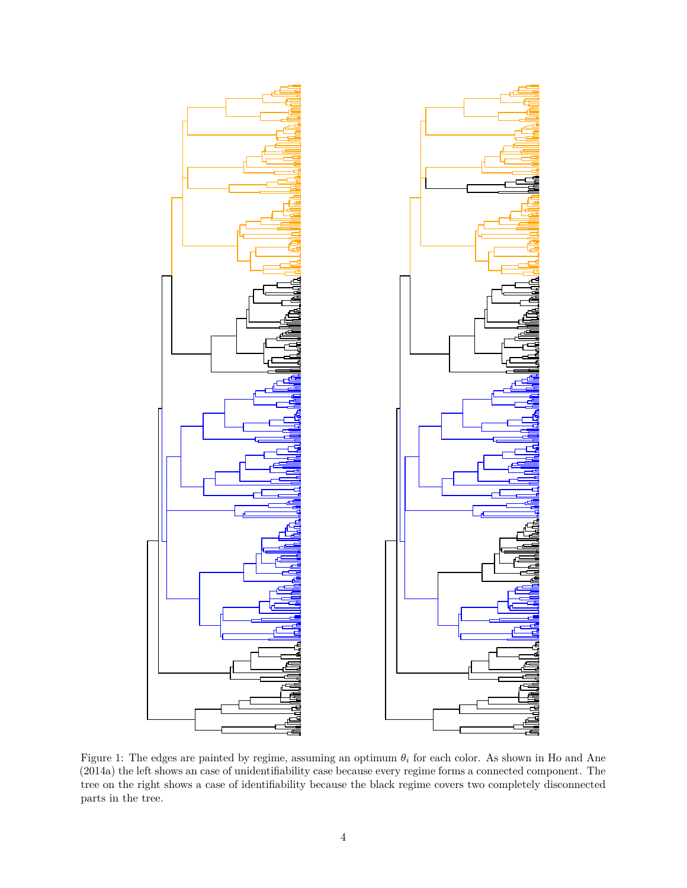Figure 1: The edges are painted by regime, assuming an optimum $\theta_i$ for each color. As shown in Ho and Ane (2014a) the left shows an case of unidentifiability case because every regime forms a connected component. The tree on the right shows a case of identifiability because the black regime covers two completely disconnected parts in the tree.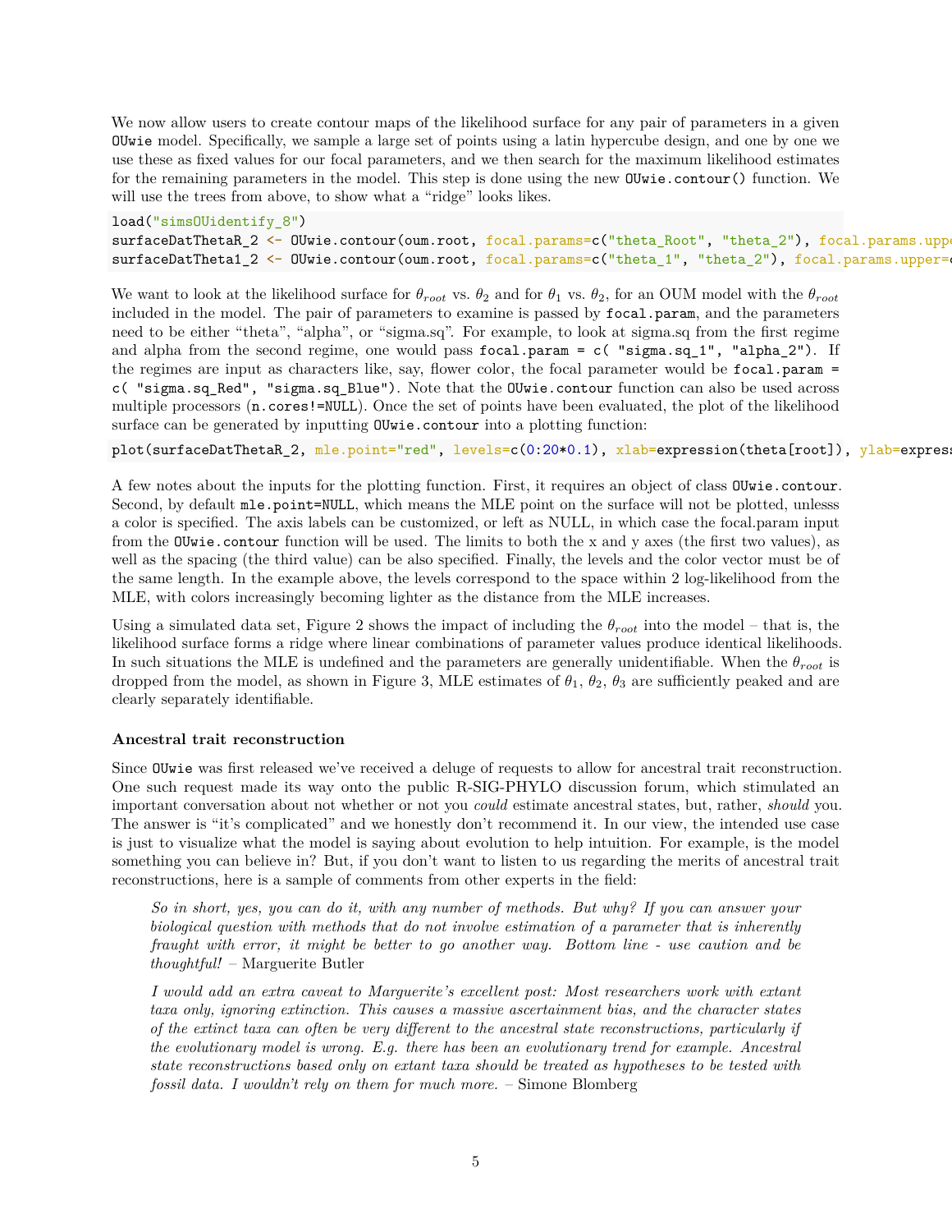We now allow users to create contour maps of the likelihood surface for any pair of parameters in a given `OUwie` model. Specifically, we sample a large set of points using a latin hypercube design, and one by one we use these as fixed values for our focal parameters, and we then search for the maximum likelihood estimates for the remaining parameters in the model. This step is done using the new `OUwie.contour()` function. We will use the trees from above, to show what a "ridge" looks likes.

```
load("simsOUidentify_8")
surfaceDatThetaR_2 <- OUwie.contour(oum.root, focal.params=c("theta_Root", "theta_2"), focal.params.uppe
surfaceDatTheta1_2 <- OUwie.contour(oum.root, focal.params=c("theta_1", "theta_2"), focal.params.upper=
```

We want to look at the likelihood surface for $\theta_{root}$ vs. $\theta_2$ and for $\theta_1$ vs. $\theta_2$, for an OUM model with the $\theta_{root}$ included in the model. The pair of parameters to examine is passed by `focal.param`, and the parameters need to be either "theta", "alpha", or "sigma.sq". For example, to look at sigma.sq from the first regime and alpha from the second regime, one would pass `focal.param = c( "sigma.sq_1", "alpha_2")`. If the regimes are input as characters like, say, flower color, the focal parameter would be `focal.param = c( "sigma.sq_Red", "sigma.sq_Blue")`. Note that the `OUwie.contour` function can also be used across multiple processors (`n.cores!=NULL`). Once the set of points have been evaluated, the plot of the likelihood surface can be generated by inputting `OUwie.contour` into a plotting function:

```
plot(surfaceDatThetaR_2, mle.point="red", levels=c(0:20*0.1), xlab=expression(theta[root]), ylab=express
```

A few notes about the inputs for the plotting function. First, it requires an object of class `OUwie.contour`. Second, by default `mle.point=NULL`, which means the MLE point on the surface will not be plotted, unlesss a color is specified. The axis labels can be customized, or left as NULL, in which case the focal.param input from the `OUwie.contour` function will be used. The limits to both the x and y axes (the first two values), as well as the spacing (the third value) can be also specified. Finally, the levels and the color vector must be of the same length. In the example above, the levels correspond to the space within 2 log-likelihood from the MLE, with colors increasingly becoming lighter as the distance from the MLE increases.

Using a simulated data set, Figure 2 shows the impact of including the $\theta_{root}$ into the model – that is, the likelihood surface forms a ridge where linear combinations of parameter values produce identical likelihoods. In such situations the MLE is undefined and the parameters are generally unidentifiable. When the $\theta_{root}$ is dropped from the model, as shown in Figure 3, MLE estimates of $\theta_1$, $\theta_2$, $\theta_3$ are sufficiently peaked and are clearly separately identifiable.

### Ancestral trait reconstruction

Since `OUwie` was first released we've received a deluge of requests to allow for ancestral trait reconstruction. One such request made its way onto the public R-SIG-PHYLO discussion forum, which stimulated an important conversation about not whether or not you *could* estimate ancestral states, but, rather, *should* you. The answer is "it's complicated" and we honestly don't recommend it. In our view, the intended use case is just to visualize what the model is saying about evolution to help intuition. For example, is the model something you can believe in? But, if you don't want to listen to us regarding the merits of ancestral trait reconstructions, here is a sample of comments from other experts in the field:

> *So in short, yes, you can do it, with any number of methods. But why? If you can answer your biological question with methods that do not involve estimation of a parameter that is inherently fraught with error, it might be better to go another way. Bottom line - use caution and be thoughtful!* – Marguerite Butler

> *I would add an extra caveat to Marguerite's excellent post: Most researchers work with extant taxa only, ignoring extinction. This causes a massive ascertainment bias, and the character states of the extinct taxa can often be very different to the ancestral state reconstructions, particularly if the evolutionary model is wrong. E.g. there has been an evolutionary trend for example. Ancestral state reconstructions based only on extant taxa should be treated as hypotheses to be tested with fossil data. I wouldn't rely on them for much more.* – Simone Blomberg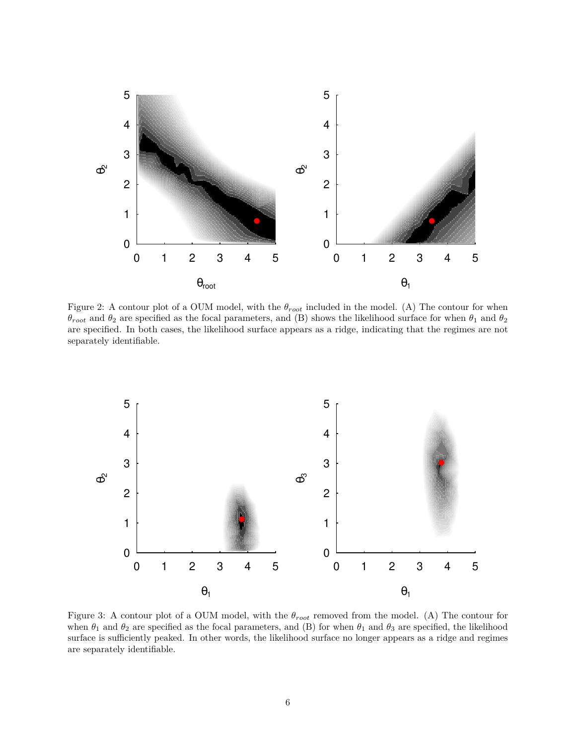Figure 2: A contour plot of a OUM model, with the $\theta_{root}$ included in the model. (A) The contour for when $\theta_{root}$ and $\theta_2$ are specified as the focal parameters, and (B) shows the likelihood surface for when $\theta_1$ and $\theta_2$ are specified. In both cases, the likelihood surface appears as a ridge, indicating that the regimes are not separately identifiable.

Figure 3: A contour plot of a OUM model, with the $\theta_{root}$ removed from the model. (A) The contour for when $\theta_1$ and $\theta_2$ are specified as the focal parameters, and (B) for when $\theta_1$ and $\theta_3$ are specified, the likelihood surface is sufficiently peaked. In other words, the likelihood surface no longer appears as a ridge and regimes are separately identifiable.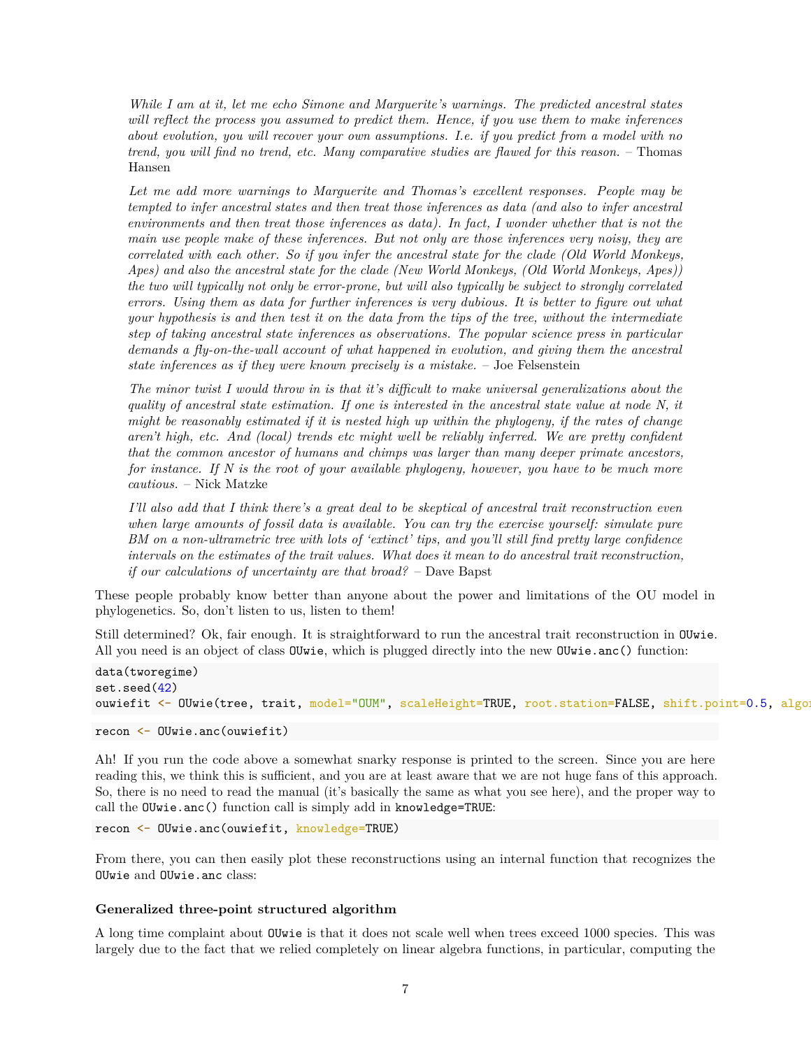> *While I am at it, let me echo Simone and Marguerite's warnings. The predicted ancestral states will reflect the process you assumed to predict them. Hence, if you use them to make inferences about evolution, you will recover your own assumptions. I.e. if you predict from a model with no trend, you will find no trend, etc. Many comparative studies are flawed for this reason.* – Thomas Hansen

> *Let me add more warnings to Marguerite and Thomas's excellent responses. People may be tempted to infer ancestral states and then treat those inferences as data (and also to infer ancestral environments and then treat those inferences as data). In fact, I wonder whether that is not the main use people make of these inferences. But not only are those inferences very noisy, they are correlated with each other. So if you infer the ancestral state for the clade (Old World Monkeys, Apes) and also the ancestral state for the clade (New World Monkeys, (Old World Monkeys, Apes)) the two will typically not only be error-prone, but will also typically be subject to strongly correlated errors. Using them as data for further inferences is very dubious. It is better to figure out what your hypothesis is and then test it on the data from the tips of the tree, without the intermediate step of taking ancestral state inferences as observations. The popular science press in particular demands a fly-on-the-wall account of what happened in evolution, and giving them the ancestral state inferences as if they were known precisely is a mistake.* – Joe Felsenstein

> *The minor twist I would throw in is that it's difficult to make universal generalizations about the quality of ancestral state estimation. If one is interested in the ancestral state value at node N, it might be reasonably estimated if it is nested high up within the phylogeny, if the rates of change aren't high, etc. And (local) trends etc might well be reliably inferred. We are pretty confident that the common ancestor of humans and chimps was larger than many deeper primate ancestors, for instance. If N is the root of your available phylogeny, however, you have to be much more cautious.* – Nick Matzke

> *I'll also add that I think there's a great deal to be skeptical of ancestral trait reconstruction even when large amounts of fossil data is available. You can try the exercise yourself: simulate pure BM on a non-ultrametric tree with lots of 'extinct' tips, and you'll still find pretty large confidence intervals on the estimates of the trait values. What does it mean to do ancestral trait reconstruction, if our calculations of uncertainty are that broad?* – Dave Bapst

These people probably know better than anyone about the power and limitations of the OU model in phylogenetics. So, don't listen to us, listen to them!

Still determined? Ok, fair enough. It is straightforward to run the ancestral trait reconstruction in `OUwie`. All you need is an object of class `OUwie`, which is plugged directly into the new `OUwie.anc()` function:

```
data(tworegime)
set.seed(42)
ouwiefit <- OUwie(tree, trait, model="OUM", scaleHeight=TRUE, root.station=FALSE, shift.point=0.5, algo
```

```
recon <- OUwie.anc(ouwiefit)
```

Ah! If you run the code above a somewhat snarky response is printed to the screen. Since you are here reading this, we think this is sufficient, and you are at least aware that we are not huge fans of this approach. So, there is no need to read the manual (it's basically the same as what you see here), and the proper way to call the `OUwie.anc()` function call is simply add in `knowledge=TRUE`:

```
recon <- OUwie.anc(ouwiefit, knowledge=TRUE)
```

From there, you can then easily plot these reconstructions using an internal function that recognizes the `OUwie` and `OUwie.anc` class:

### Generalized three-point structured algorithm

A long time complaint about `OUwie` is that it does not scale well when trees exceed 1000 species. This was largely due to the fact that we relied completely on linear algebra functions, in particular, computing the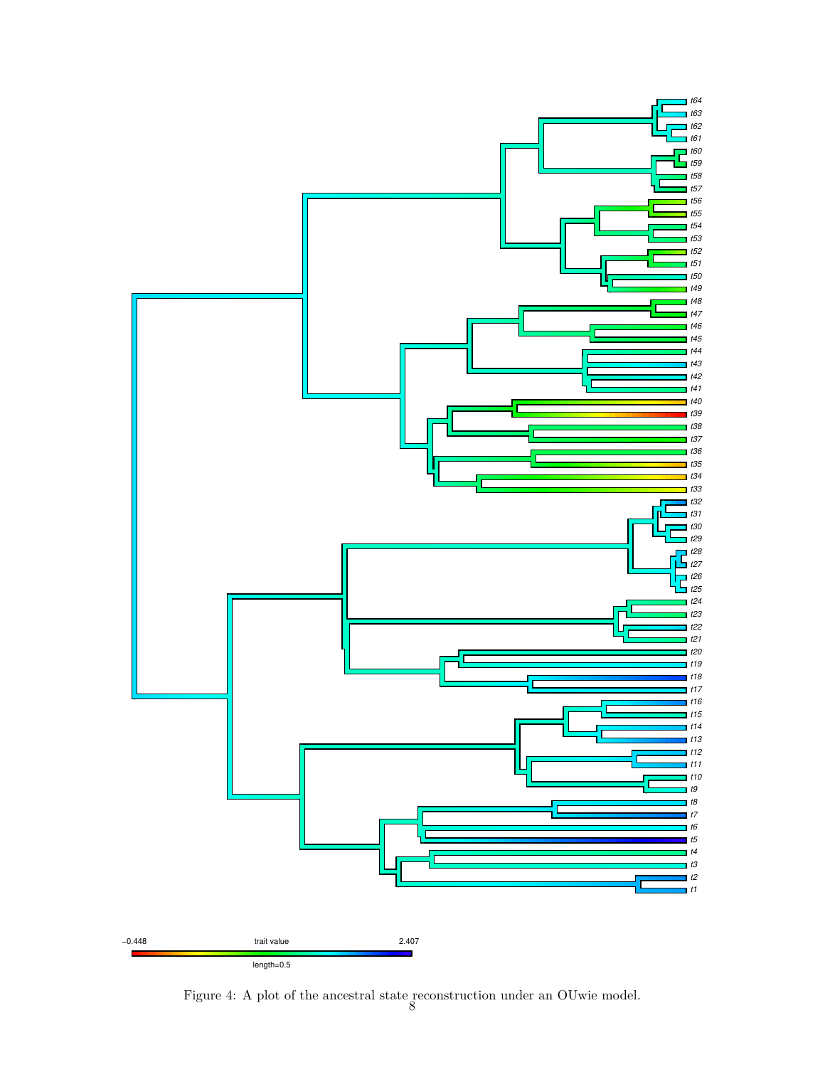Figure 4: A plot of the ancestral state reconstruction under an OUwie model.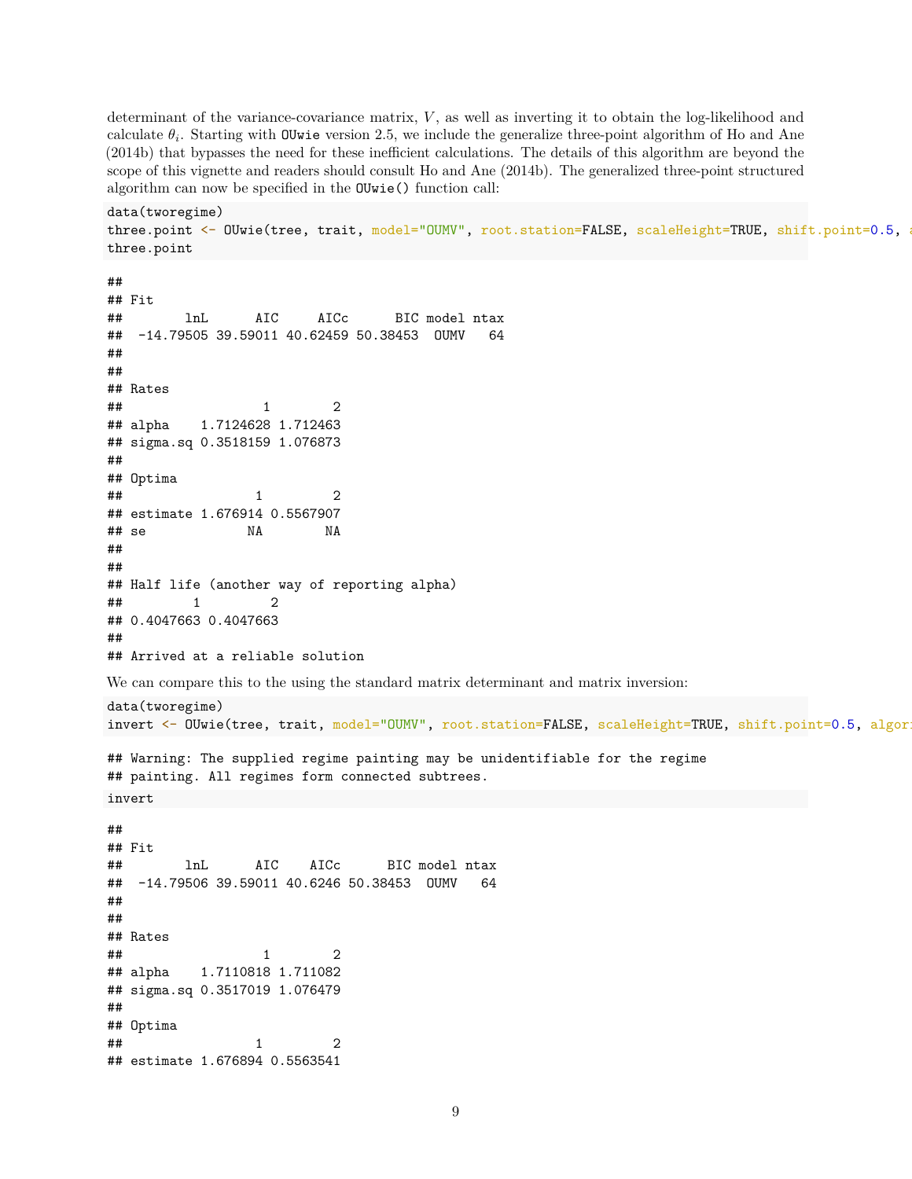determinant of the variance-covariance matrix, $V$, as well as inverting it to obtain the log-likelihood and calculate $\theta_i$. Starting with `OUwie` version 2.5, we include the generalize three-point algorithm of Ho and Ane (2014b) that bypasses the need for these inefficient calculations. The details of this algorithm are beyond the scope of this vignette and readers should consult Ho and Ane (2014b). The generalized three-point structured algorithm can now be specified in the `OUwie()` function call:

```
data(tworegime)
three.point <- OUwie(tree, trait, model="OUMV", root.station=FALSE, scaleHeight=TRUE, shift.point=0.5, a
three.point
```

```
##
## Fit
##        lnL      AIC     AICc      BIC model ntax
##  -14.79505 39.59011 40.62459 50.38453  OUMV   64
##
##
## Rates
##                  1        2
## alpha    1.7124628 1.712463
## sigma.sq 0.3518159 1.076873
##
## Optima
##                 1         2
## estimate 1.676914 0.5567907
## se             NA        NA
##
##
## Half life (another way of reporting alpha)
##         1         2
## 0.4047663 0.4047663
##
## Arrived at a reliable solution
```

We can compare this to the using the standard matrix determinant and matrix inversion:

```
data(tworegime)
invert <- OUwie(tree, trait, model="OUMV", root.station=FALSE, scaleHeight=TRUE, shift.point=0.5, algor
```

```
## Warning: The supplied regime painting may be unidentifiable for the regime
## painting. All regimes form connected subtrees.
```

```
invert
```

```
##
## Fit
##        lnL      AIC    AICc      BIC model ntax
##  -14.79506 39.59011 40.6246 50.38453  OUMV   64
##
##
## Rates
##                  1        2
## alpha    1.7110818 1.711082
## sigma.sq 0.3517019 1.076479
##
## Optima
##                 1         2
## estimate 1.676894 0.5563541
```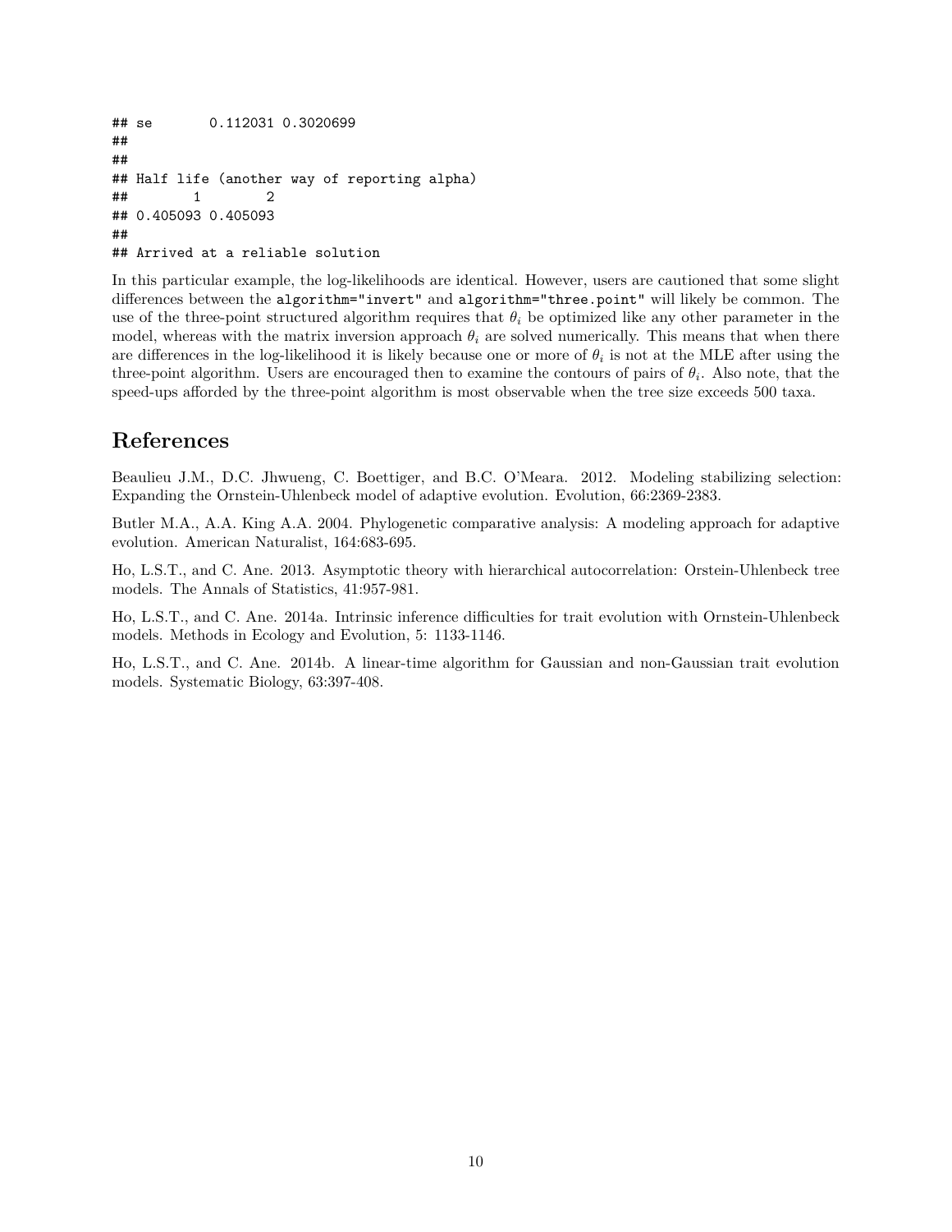```
## se       0.112031 0.3020699
##
##
## Half life (another way of reporting alpha)
##        1        2
## 0.405093 0.405093
##
## Arrived at a reliable solution
```

In this particular example, the log-likelihoods are identical. However, users are cautioned that some slight differences between the `algorithm="invert"` and `algorithm="three.point"` will likely be common. The use of the three-point structured algorithm requires that $\theta_i$ be optimized like any other parameter in the model, whereas with the matrix inversion approach $\theta_i$ are solved numerically. This means that when there are differences in the log-likelihood it is likely because one or more of $\theta_i$ is not at the MLE after using the three-point algorithm. Users are encouraged then to examine the contours of pairs of $\theta_i$. Also note, that the speed-ups afforded by the three-point algorithm is most observable when the tree size exceeds 500 taxa.

# References

Beaulieu J.M., D.C. Jhwueng, C. Boettiger, and B.C. O'Meara. 2012. Modeling stabilizing selection: Expanding the Ornstein-Uhlenbeck model of adaptive evolution. Evolution, 66:2369-2383.

Butler M.A., A.A. King A.A. 2004. Phylogenetic comparative analysis: A modeling approach for adaptive evolution. American Naturalist, 164:683-695.

Ho, L.S.T., and C. Ane. 2013. Asymptotic theory with hierarchical autocorrelation: Orstein-Uhlenbeck tree models. The Annals of Statistics, 41:957-981.

Ho, L.S.T., and C. Ane. 2014a. Intrinsic inference difficulties for trait evolution with Ornstein-Uhlenbeck models. Methods in Ecology and Evolution, 5: 1133-1146.

Ho, L.S.T., and C. Ane. 2014b. A linear-time algorithm for Gaussian and non-Gaussian trait evolution models. Systematic Biology, 63:397-408.